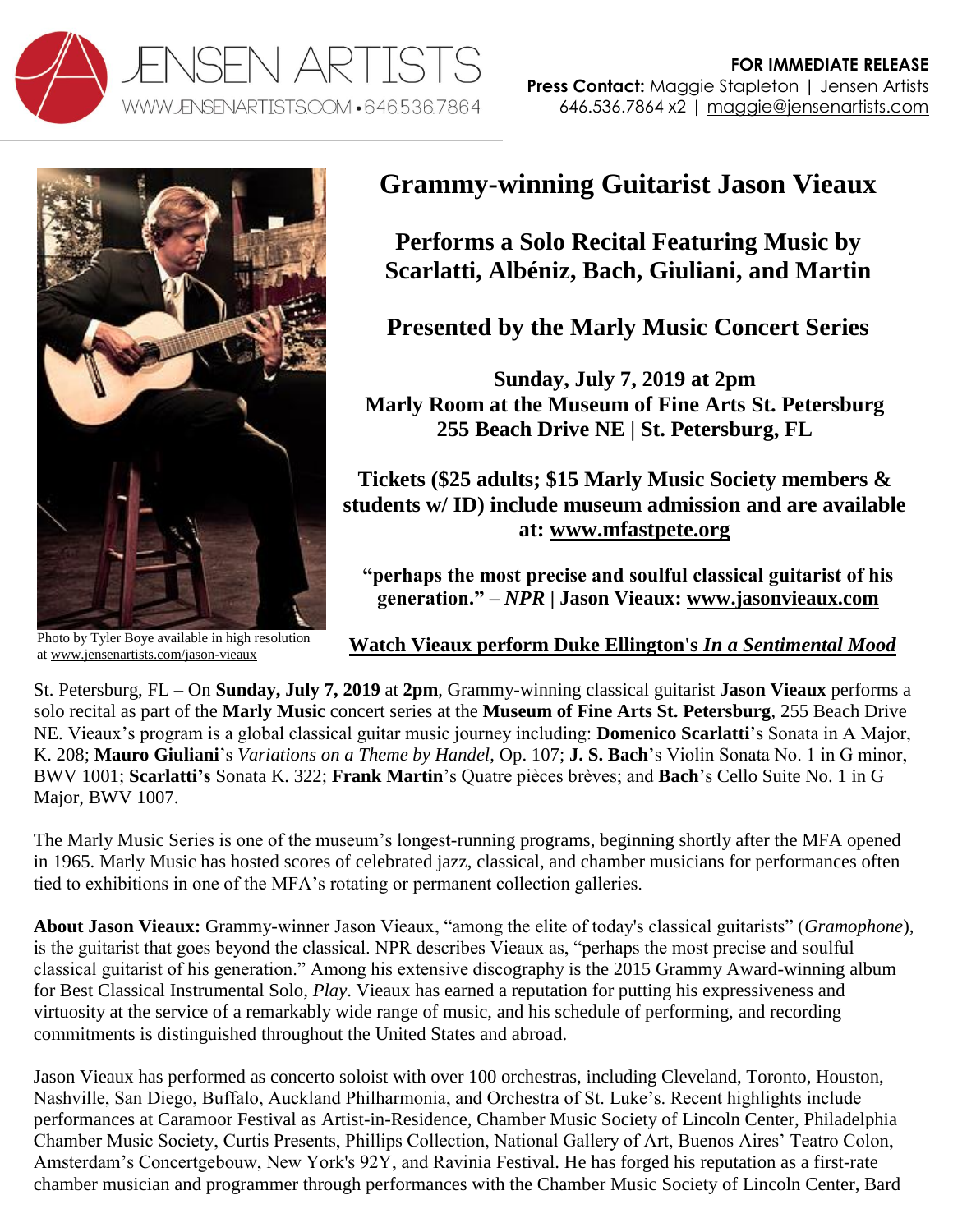JENSEN ARTISTS
WWW.JENSENARTISTS.COM • 646.536.7864

**FOR IMMEDIATE RELEASE**
**Press Contact:** Maggie Stapleton | Jensen Artists
646.536.7864 x2 | maggie@jensenartists.com

# Grammy-winning Guitarist Jason Vieaux

## Performs a Solo Recital Featuring Music by Scarlatti, Albéniz, Bach, Giuliani, and Martin

## Presented by the Marly Music Concert Series

**Sunday, July 7, 2019 at 2pm**
**Marly Room at the Museum of Fine Arts St. Petersburg**
**255 Beach Drive NE | St. Petersburg, FL**

**Tickets ($25 adults; $15 Marly Music Society members & students w/ ID) include museum admission and are available at: www.mfastpete.org**

**"perhaps the most precise and soulful classical guitarist of his generation." – *NPR* | Jason Vieaux: www.jasonvieaux.com**

**Watch Vieaux perform Duke Ellington's *In a Sentimental Mood***

Photo by Tyler Boye available in high resolution at www.jensenartists.com/jason-vieaux

St. Petersburg, FL – On **Sunday, July 7, 2019** at **2pm**, Grammy-winning classical guitarist **Jason Vieaux** performs a solo recital as part of the **Marly Music** concert series at the **Museum of Fine Arts St. Petersburg**, 255 Beach Drive NE. Vieaux's program is a global classical guitar music journey including: **Domenico Scarlatti**'s Sonata in A Major, K. 208; **Mauro Giuliani**'s *Variations on a Theme by Handel*, Op. 107; **J. S. Bach**'s Violin Sonata No. 1 in G minor, BWV 1001; **Scarlatti's** Sonata K. 322; **Frank Martin**'s Quatre pièces brèves; and **Bach**'s Cello Suite No. 1 in G Major, BWV 1007.

The Marly Music Series is one of the museum's longest-running programs, beginning shortly after the MFA opened in 1965. Marly Music has hosted scores of celebrated jazz, classical, and chamber musicians for performances often tied to exhibitions in one of the MFA's rotating or permanent collection galleries.

**About Jason Vieaux:** Grammy-winner Jason Vieaux, "among the elite of today's classical guitarists" (*Gramophone*), is the guitarist that goes beyond the classical. NPR describes Vieaux as, "perhaps the most precise and soulful classical guitarist of his generation." Among his extensive discography is the 2015 Grammy Award-winning album for Best Classical Instrumental Solo, *Play*. Vieaux has earned a reputation for putting his expressiveness and virtuosity at the service of a remarkably wide range of music, and his schedule of performing, and recording commitments is distinguished throughout the United States and abroad.

Jason Vieaux has performed as concerto soloist with over 100 orchestras, including Cleveland, Toronto, Houston, Nashville, San Diego, Buffalo, Auckland Philharmonia, and Orchestra of St. Luke's. Recent highlights include performances at Caramoor Festival as Artist-in-Residence, Chamber Music Society of Lincoln Center, Philadelphia Chamber Music Society, Curtis Presents, Phillips Collection, National Gallery of Art, Buenos Aires' Teatro Colon, Amsterdam's Concertgebouw, New York's 92Y, and Ravinia Festival. He has forged his reputation as a first-rate chamber musician and programmer through performances with the Chamber Music Society of Lincoln Center, Bard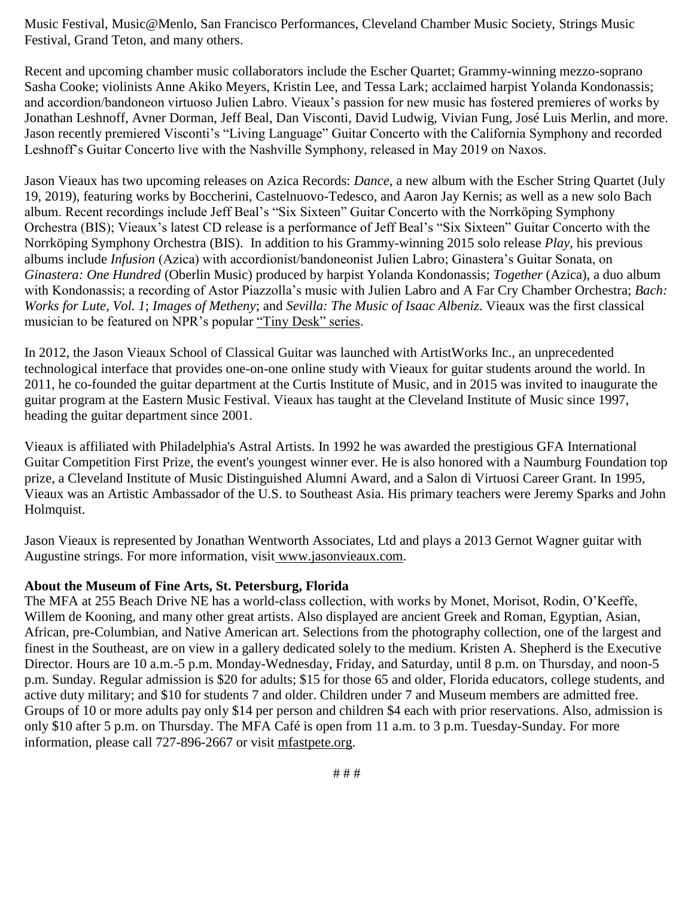Music Festival, Music@Menlo, San Francisco Performances, Cleveland Chamber Music Society, Strings Music Festival, Grand Teton, and many others.

Recent and upcoming chamber music collaborators include the Escher Quartet; Grammy-winning mezzo-soprano Sasha Cooke; violinists Anne Akiko Meyers, Kristin Lee, and Tessa Lark; acclaimed harpist Yolanda Kondonassis; and accordion/bandoneon virtuoso Julien Labro. Vieaux's passion for new music has fostered premieres of works by Jonathan Leshnoff, Avner Dorman, Jeff Beal, Dan Visconti, David Ludwig, Vivian Fung, José Luis Merlin, and more. Jason recently premiered Visconti's "Living Language" Guitar Concerto with the California Symphony and recorded Leshnoff's Guitar Concerto live with the Nashville Symphony, released in May 2019 on Naxos.

Jason Vieaux has two upcoming releases on Azica Records: *Dance*, a new album with the Escher String Quartet (July 19, 2019), featuring works by Boccherini, Castelnuovo-Tedesco, and Aaron Jay Kernis; as well as a new solo Bach album. Recent recordings include Jeff Beal's "Six Sixteen" Guitar Concerto with the Norrköping Symphony Orchestra (BIS); Vieaux's latest CD release is a performance of Jeff Beal's "Six Sixteen" Guitar Concerto with the Norrköping Symphony Orchestra (BIS). In addition to his Grammy-winning 2015 solo release *Play*, his previous albums include *Infusion* (Azica) with accordionist/bandoneonist Julien Labro; Ginastera's Guitar Sonata, on *Ginastera: One Hundred* (Oberlin Music) produced by harpist Yolanda Kondonassis; *Together* (Azica), a duo album with Kondonassis; a recording of Astor Piazzolla's music with Julien Labro and A Far Cry Chamber Orchestra; *Bach: Works for Lute, Vol. 1*; *Images of Metheny*; and *Sevilla: The Music of Isaac Albeniz*. Vieaux was the first classical musician to be featured on NPR's popular "Tiny Desk" series.

In 2012, the Jason Vieaux School of Classical Guitar was launched with ArtistWorks Inc., an unprecedented technological interface that provides one-on-one online study with Vieaux for guitar students around the world. In 2011, he co-founded the guitar department at the Curtis Institute of Music, and in 2015 was invited to inaugurate the guitar program at the Eastern Music Festival. Vieaux has taught at the Cleveland Institute of Music since 1997, heading the guitar department since 2001.

Vieaux is affiliated with Philadelphia's Astral Artists. In 1992 he was awarded the prestigious GFA International Guitar Competition First Prize, the event's youngest winner ever. He is also honored with a Naumburg Foundation top prize, a Cleveland Institute of Music Distinguished Alumni Award, and a Salon di Virtuosi Career Grant. In 1995, Vieaux was an Artistic Ambassador of the U.S. to Southeast Asia. His primary teachers were Jeremy Sparks and John Holmquist.

Jason Vieaux is represented by Jonathan Wentworth Associates, Ltd and plays a 2013 Gernot Wagner guitar with Augustine strings. For more information, visit www.jasonvieaux.com.

**About the Museum of Fine Arts, St. Petersburg, Florida**

The MFA at 255 Beach Drive NE has a world-class collection, with works by Monet, Morisot, Rodin, O'Keeffe, Willem de Kooning, and many other great artists. Also displayed are ancient Greek and Roman, Egyptian, Asian, African, pre-Columbian, and Native American art. Selections from the photography collection, one of the largest and finest in the Southeast, are on view in a gallery dedicated solely to the medium. Kristen A. Shepherd is the Executive Director. Hours are 10 a.m.-5 p.m. Monday-Wednesday, Friday, and Saturday, until 8 p.m. on Thursday, and noon-5 p.m. Sunday. Regular admission is $20 for adults; $15 for those 65 and older, Florida educators, college students, and active duty military; and $10 for students 7 and older. Children under 7 and Museum members are admitted free. Groups of 10 or more adults pay only $14 per person and children $4 each with prior reservations. Also, admission is only $10 after 5 p.m. on Thursday. The MFA Café is open from 11 a.m. to 3 p.m. Tuesday-Sunday. For more information, please call 727-896-2667 or visit mfastpete.org.

# # #